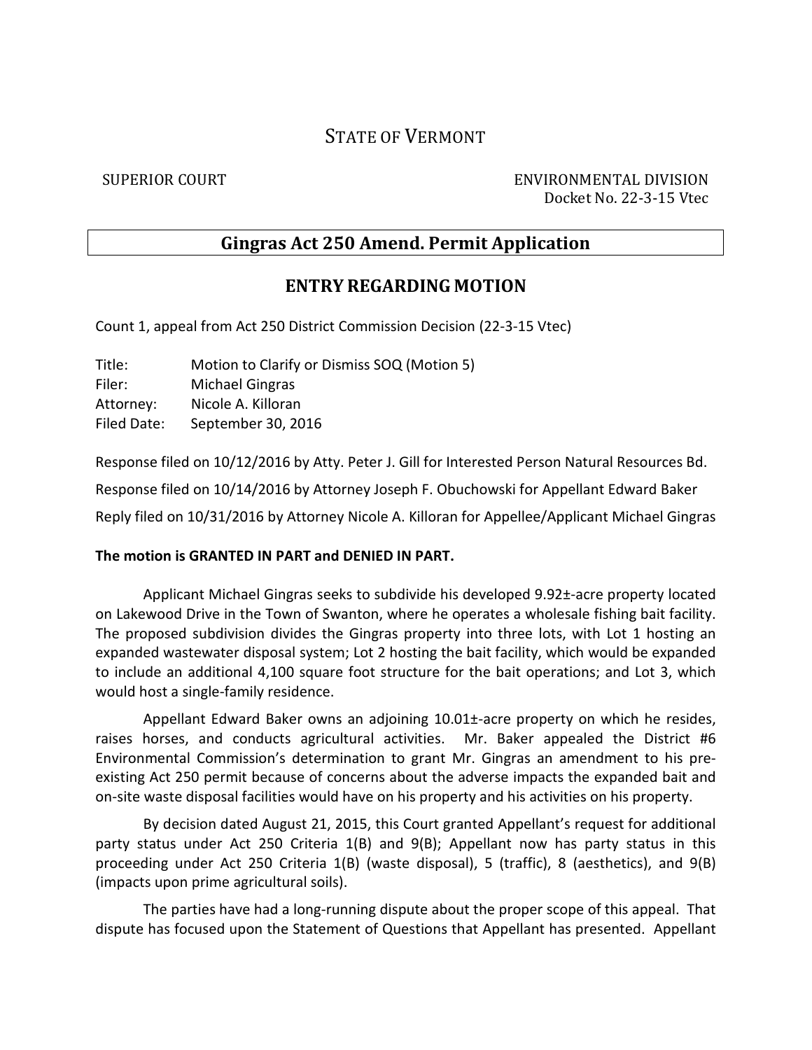# STATE OF VERMONT

SUPERIOR COURT — ENVIRONMENTAL DIVISION

Docket No. 22-3-15 Vtec

## Gingras Act 250 Amend. Permit Application

## ENTRY REGARDING MOTION

Count 1, appeal from Act 250 District Commission Decision (22-3-15 Vtec)

Title: Motion to Clarify or Dismiss SOQ (Motion 5)
Filer: Michael Gingras
Attorney: Nicole A. Killoran
Filed Date: September 30, 2016

Response filed on 10/12/2016 by Atty. Peter J. Gill for Interested Person Natural Resources Bd.

Response filed on 10/14/2016 by Attorney Joseph F. Obuchowski for Appellant Edward Baker

Reply filed on 10/31/2016 by Attorney Nicole A. Killoran for Appellee/Applicant Michael Gingras

**The motion is GRANTED IN PART and DENIED IN PART.**

Applicant Michael Gingras seeks to subdivide his developed 9.92±-acre property located on Lakewood Drive in the Town of Swanton, where he operates a wholesale fishing bait facility. The proposed subdivision divides the Gingras property into three lots, with Lot 1 hosting an expanded wastewater disposal system; Lot 2 hosting the bait facility, which would be expanded to include an additional 4,100 square foot structure for the bait operations; and Lot 3, which would host a single-family residence.

Appellant Edward Baker owns an adjoining 10.01±-acre property on which he resides, raises horses, and conducts agricultural activities. Mr. Baker appealed the District #6 Environmental Commission's determination to grant Mr. Gingras an amendment to his pre-existing Act 250 permit because of concerns about the adverse impacts the expanded bait and on-site waste disposal facilities would have on his property and his activities on his property.

By decision dated August 21, 2015, this Court granted Appellant's request for additional party status under Act 250 Criteria 1(B) and 9(B); Appellant now has party status in this proceeding under Act 250 Criteria 1(B) (waste disposal), 5 (traffic), 8 (aesthetics), and 9(B) (impacts upon prime agricultural soils).

The parties have had a long-running dispute about the proper scope of this appeal. That dispute has focused upon the Statement of Questions that Appellant has presented. Appellant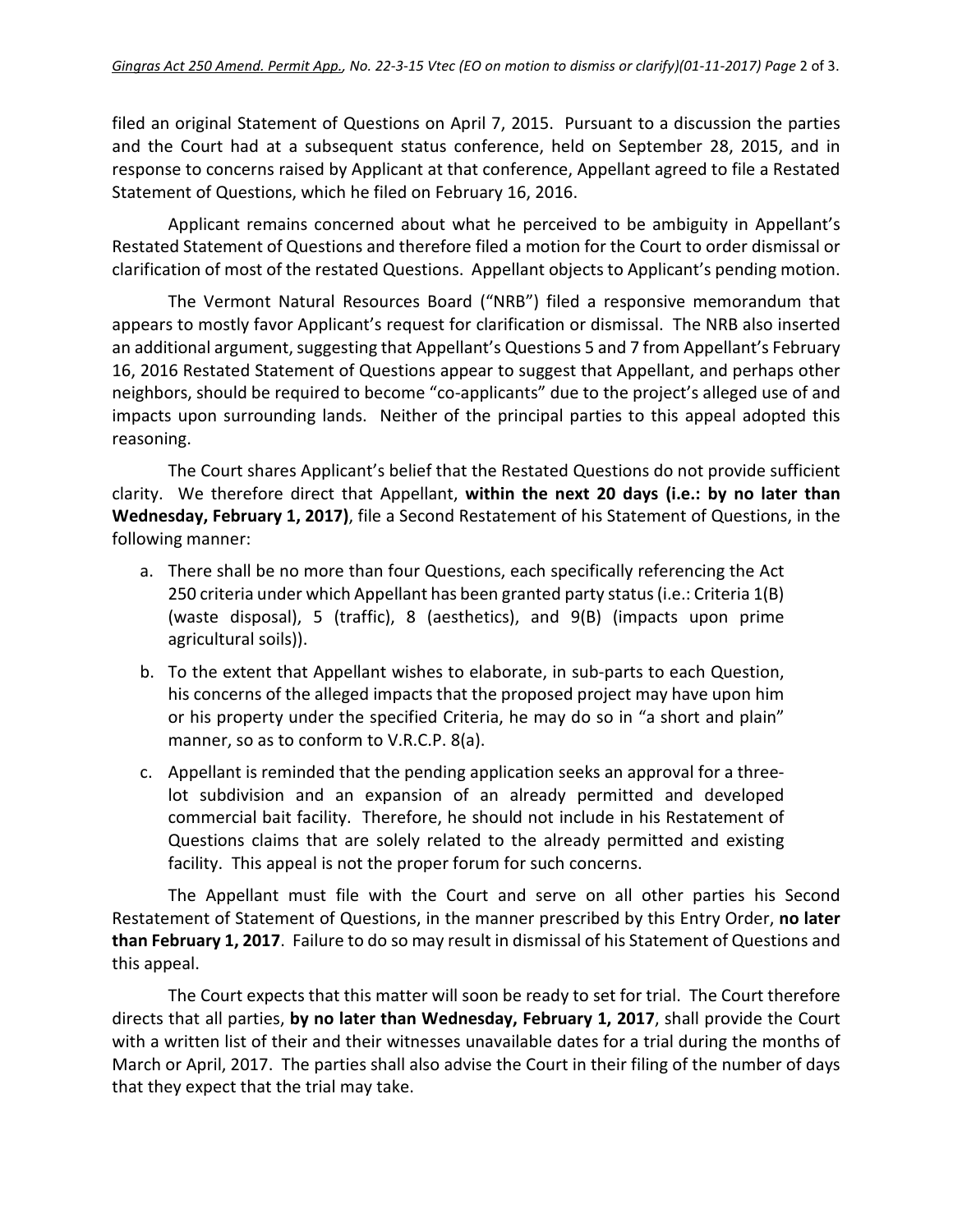filed an original Statement of Questions on April 7, 2015. Pursuant to a discussion the parties and the Court had at a subsequent status conference, held on September 28, 2015, and in response to concerns raised by Applicant at that conference, Appellant agreed to file a Restated Statement of Questions, which he filed on February 16, 2016.

Applicant remains concerned about what he perceived to be ambiguity in Appellant's Restated Statement of Questions and therefore filed a motion for the Court to order dismissal or clarification of most of the restated Questions. Appellant objects to Applicant's pending motion.

The Vermont Natural Resources Board ("NRB") filed a responsive memorandum that appears to mostly favor Applicant's request for clarification or dismissal. The NRB also inserted an additional argument, suggesting that Appellant's Questions 5 and 7 from Appellant's February 16, 2016 Restated Statement of Questions appear to suggest that Appellant, and perhaps other neighbors, should be required to become "co-applicants" due to the project's alleged use of and impacts upon surrounding lands. Neither of the principal parties to this appeal adopted this reasoning.

The Court shares Applicant's belief that the Restated Questions do not provide sufficient clarity. We therefore direct that Appellant, **within the next 20 days (i.e.: by no later than Wednesday, February 1, 2017)**, file a Second Restatement of his Statement of Questions, in the following manner:

a. There shall be no more than four Questions, each specifically referencing the Act 250 criteria under which Appellant has been granted party status (i.e.: Criteria 1(B) (waste disposal), 5 (traffic), 8 (aesthetics), and 9(B) (impacts upon prime agricultural soils)).

b. To the extent that Appellant wishes to elaborate, in sub-parts to each Question, his concerns of the alleged impacts that the proposed project may have upon him or his property under the specified Criteria, he may do so in "a short and plain" manner, so as to conform to V.R.C.P. 8(a).

c. Appellant is reminded that the pending application seeks an approval for a three-lot subdivision and an expansion of an already permitted and developed commercial bait facility. Therefore, he should not include in his Restatement of Questions claims that are solely related to the already permitted and existing facility. This appeal is not the proper forum for such concerns.

The Appellant must file with the Court and serve on all other parties his Second Restatement of Statement of Questions, in the manner prescribed by this Entry Order, **no later than February 1, 2017**. Failure to do so may result in dismissal of his Statement of Questions and this appeal.

The Court expects that this matter will soon be ready to set for trial. The Court therefore directs that all parties, **by no later than Wednesday, February 1, 2017**, shall provide the Court with a written list of their and their witnesses unavailable dates for a trial during the months of March or April, 2017. The parties shall also advise the Court in their filing of the number of days that they expect that the trial may take.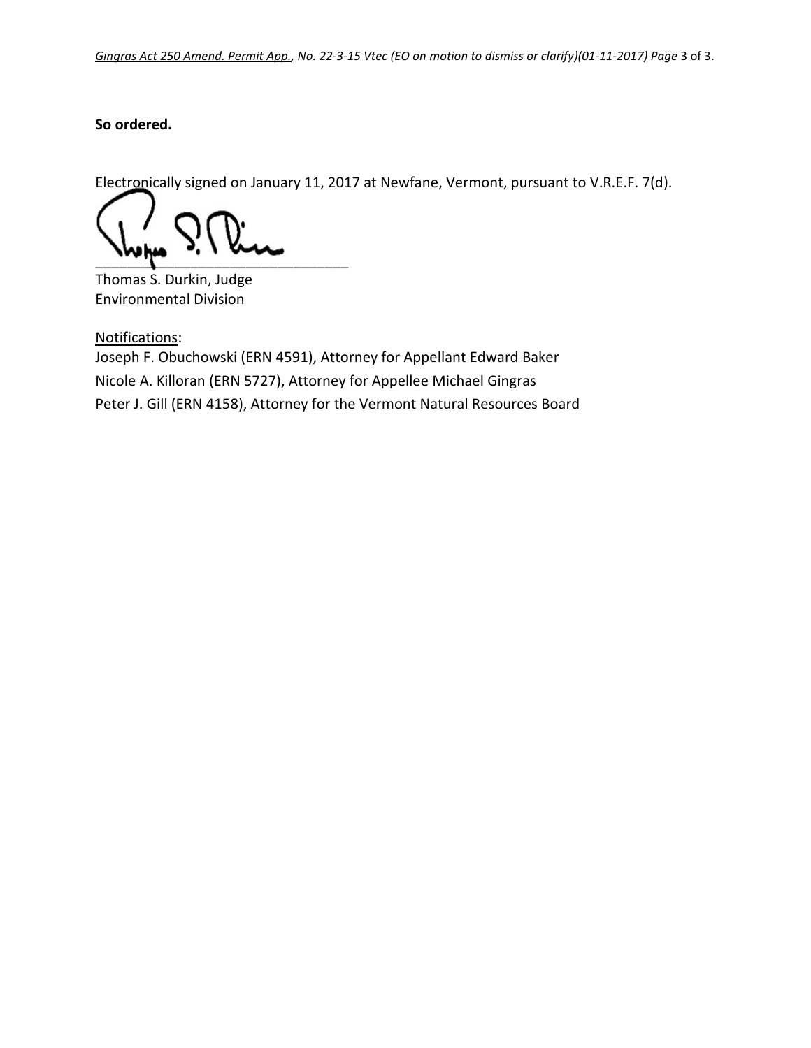**So ordered.**

Electronically signed on January 11, 2017 at Newfane, Vermont, pursuant to V.R.E.F. 7(d).

_________________________________

Thomas S. Durkin, Judge
Environmental Division

Notifications:
Joseph F. Obuchowski (ERN 4591), Attorney for Appellant Edward Baker
Nicole A. Killoran (ERN 5727), Attorney for Appellee Michael Gingras
Peter J. Gill (ERN 4158), Attorney for the Vermont Natural Resources Board